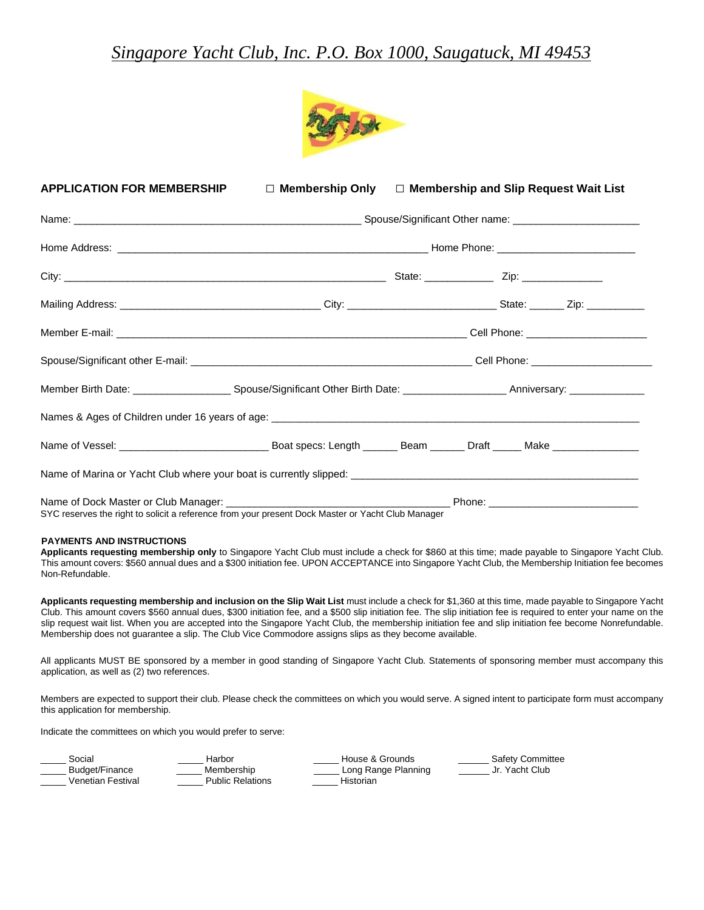# *Singapore Yacht Club, Inc. P.O. Box 1000, Saugatuck, MI 49453*

**APPLICATION FOR MEMBERSHIP** ☐ **Membership Only** ☐ **Membership and Slip Request Wait List**

Name: __________________________________________________ Spouse/Significant Other name: ______________________

Home Address: ______________________________________________________ Home Phone: _______________________

City: ________________________________________________________ State: ____________ Zip: ______________

Mailing Address: ___________________________________ City: _________________________ State: ______ Zip: __________

Member E-mail: _____________________________________________________________ Cell Phone: _____________________

Spouse/Significant other E-mail: _________________________________________________ Cell Phone: _____________________

Member Birth Date: _________________ Spouse/Significant Other Birth Date: __________________ Anniversary: _____________

Names & Ages of Children under 16 years of age: _________________________________________________________________

Name of Vessel: _________________________ Boat specs: Length ______ Beam ______ Draft _____ Make _______________

Name of Marina or Yacht Club where your boat is currently slipped: __________________________________________________

Name of Dock Master or Club Manager: ______________________________________ Phone: _________________________

SYC reserves the right to solicit a reference from your present Dock Master or Yacht Club Manager

**PAYMENTS AND INSTRUCTIONS**

**Applicants requesting membership only** to Singapore Yacht Club must include a check for $860 at this time; made payable to Singapore Yacht Club. This amount covers: $560 annual dues and a $300 initiation fee. UPON ACCEPTANCE into Singapore Yacht Club, the Membership Initiation fee becomes Non-Refundable.

**Applicants requesting membership and inclusion on the Slip Wait List** must include a check for $1,360 at this time, made payable to Singapore Yacht Club. This amount covers $560 annual dues, $300 initiation fee, and a $500 slip initiation fee. The slip initiation fee is required to enter your name on the slip request wait list. When you are accepted into the Singapore Yacht Club, the membership initiation fee and slip initiation fee become Nonrefundable. Membership does not guarantee a slip. The Club Vice Commodore assigns slips as they become available.

All applicants MUST BE sponsored by a member in good standing of Singapore Yacht Club. Statements of sponsoring member must accompany this application, as well as (2) two references.

Members are expected to support their club. Please check the committees on which you would serve. A signed intent to participate form must accompany this application for membership.

Indicate the committees on which you would prefer to serve:

_____ Social
_____ Budget/Finance
_____ Venetian Festival
_____ Harbor
_____ Membership
_____ Public Relations
_____ House & Grounds
_____ Long Range Planning
_____ Historian
______ Safety Committee
______ Jr. Yacht Club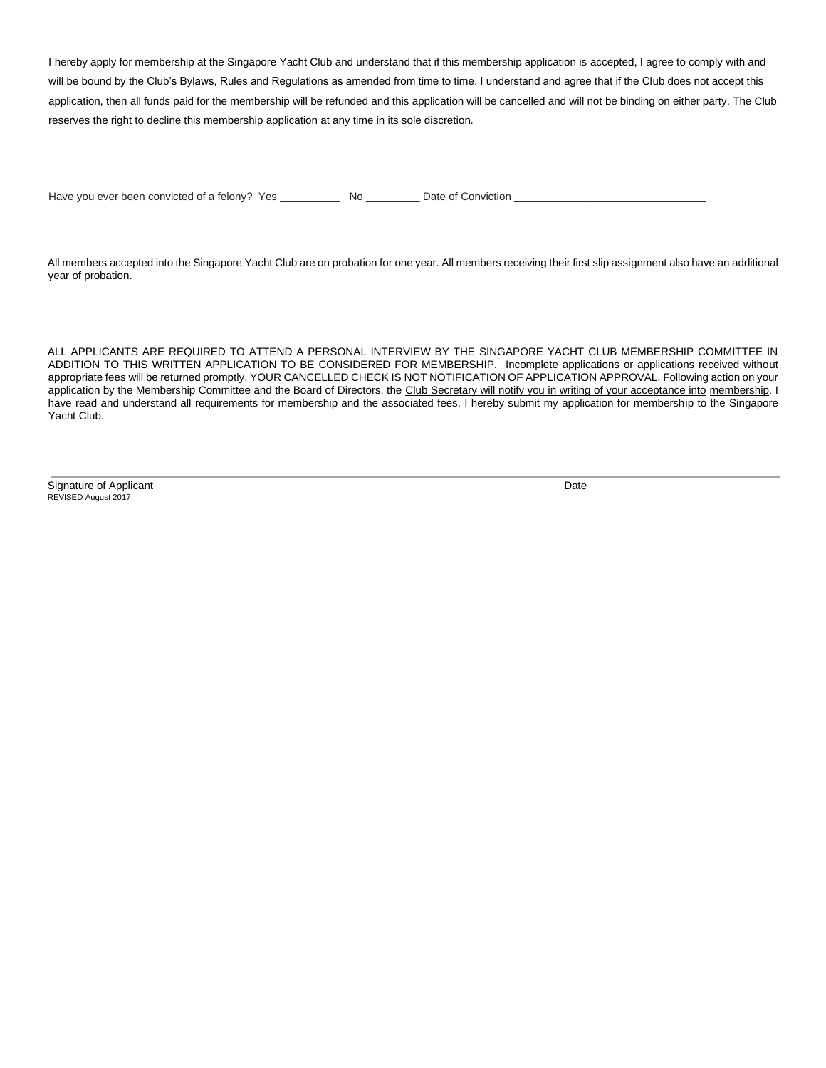I hereby apply for membership at the Singapore Yacht Club and understand that if this membership application is accepted, I agree to comply with and will be bound by the Club's Bylaws, Rules and Regulations as amended from time to time. I understand and agree that if the Club does not accept this application, then all funds paid for the membership will be refunded and this application will be cancelled and will not be binding on either party. The Club reserves the right to decline this membership application at any time in its sole discretion.

Have you ever been convicted of a felony? Yes __________ No _________ Date of Conviction ________________________________

All members accepted into the Singapore Yacht Club are on probation for one year. All members receiving their first slip assignment also have an additional year of probation.

ALL APPLICANTS ARE REQUIRED TO ATTEND A PERSONAL INTERVIEW BY THE SINGAPORE YACHT CLUB MEMBERSHIP COMMITTEE IN ADDITION TO THIS WRITTEN APPLICATION TO BE CONSIDERED FOR MEMBERSHIP. Incomplete applications or applications received without appropriate fees will be returned promptly. YOUR CANCELLED CHECK IS NOT NOTIFICATION OF APPLICATION APPROVAL. Following action on your application by the Membership Committee and the Board of Directors, the Club Secretary will notify you in writing of your acceptance into membership. I have read and understand all requirements for membership and the associated fees. I hereby submit my application for membership to the Singapore Yacht Club.

Signature of Applicant Date

REVISED August 2017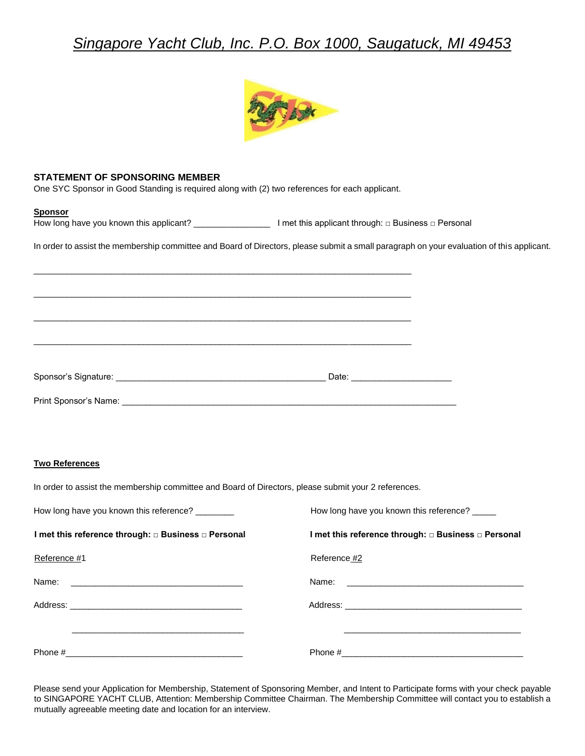# *Singapore Yacht Club, Inc. P.O. Box 1000, Saugatuck, MI 49453*

**STATEMENT OF SPONSORING MEMBER**

One SYC Sponsor in Good Standing is required along with (2) two references for each applicant.

**Sponsor**

How long have you known this applicant? _______________ I met this applicant through: □ Business □ Personal

In order to assist the membership committee and Board of Directors, please submit a small paragraph on your evaluation of this applicant.

_______________________________________________________________________________

_______________________________________________________________________________

_______________________________________________________________________________

_______________________________________________________________________________

Sponsor's Signature: ____________________________________________ Date: ____________________

Print Sponsor's Name: _____________________________________________________________________

**Two References**

In order to assist the membership committee and Board of Directors, please submit your 2 references.

How long have you known this reference? ________

**I met this reference through: □ Business □ Personal**

Reference #1

Name: ____________________________________

Address: ____________________________________

____________________________________

Phone #____________________________________

How long have you known this reference? _____

**I met this reference through: □ Business □ Personal**

Reference #2

Name: ____________________________________

Address: ____________________________________

____________________________________

Phone #____________________________________

Please send your Application for Membership, Statement of Sponsoring Member, and Intent to Participate forms with your check payable to SINGAPORE YACHT CLUB, Attention: Membership Committee Chairman. The Membership Committee will contact you to establish a mutually agreeable meeting date and location for an interview.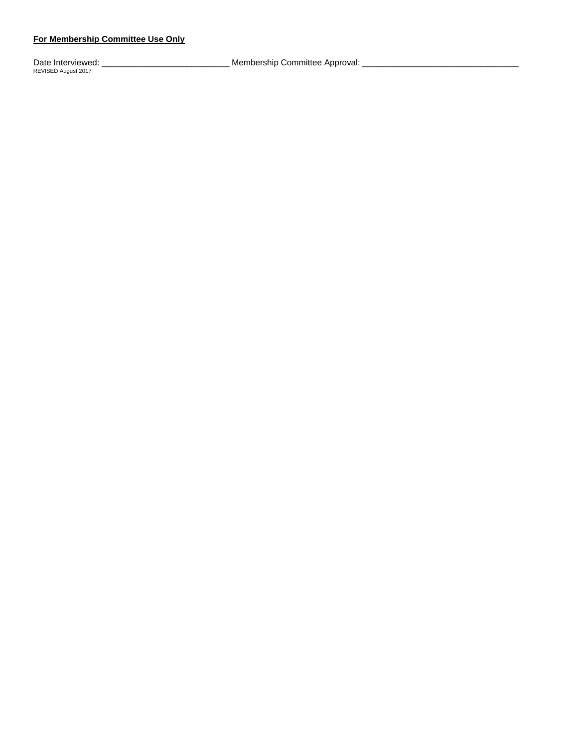**<u>For Membership Committee Use Only</u>**

Date Interviewed: __________________________ Membership Committee Approval: ________________________________

REVISED August 2017